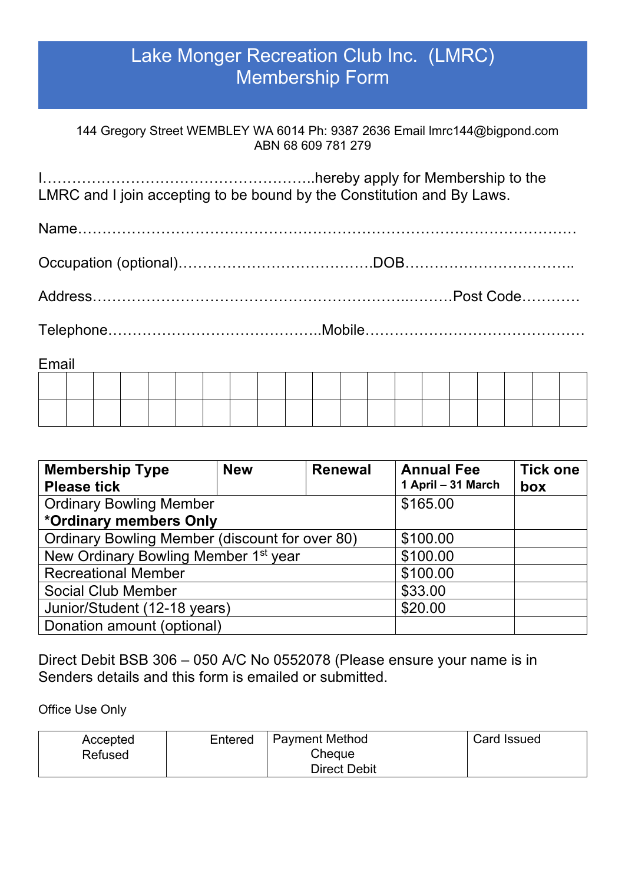# Lake Monger Recreation Club Inc. (LMRC)
# Membership Form

144 Gregory Street WEMBLEY WA 6014 Ph: 9387 2636 Email lmrc144@bigpond.com
ABN 68 609 781 279

I………………………………………………..hereby apply for Membership to the LMRC and I join accepting to be bound by the Constitution and By Laws.

Name………………………………………………………………………………………

Occupation (optional)…………………………………DOB……………………………..

Address……………………………………………………….………Post Code…………

Telephone……………………………………..Mobile………………………………………

Email

| | | | | | | | | | | | | | | | | | | | |
|---|---|---|---|---|---|---|---|---|---|---|---|---|---|---|---|---|---|---|---|
| | | | | | | | | | | | | | | | | | | | |
| | | | | | | | | | | | | | | | | | | | |

| **Membership Type Please tick** | **New** | **Renewal** | **Annual Fee 1 April – 31 March** | **Tick one box** |
|---|---|---|---|---|
| Ordinary Bowling Member **\*Ordinary members Only** | | | $165.00 | |
| Ordinary Bowling Member (discount for over 80) | | | $100.00 | |
| New Ordinary Bowling Member 1st year | | | $100.00 | |
| Recreational Member | | | $100.00 | |
| Social Club Member | | | $33.00 | |
| Junior/Student (12-18 years) | | | $20.00 | |
| Donation amount (optional) | | | | |

Direct Debit BSB 306 – 050 A/C No 0552078 (Please ensure your name is in Senders details and this form is emailed or submitted.

Office Use Only

| Accepted Refused | Entered | Payment Method Cheque Direct Debit | Card Issued |
|---|---|---|---|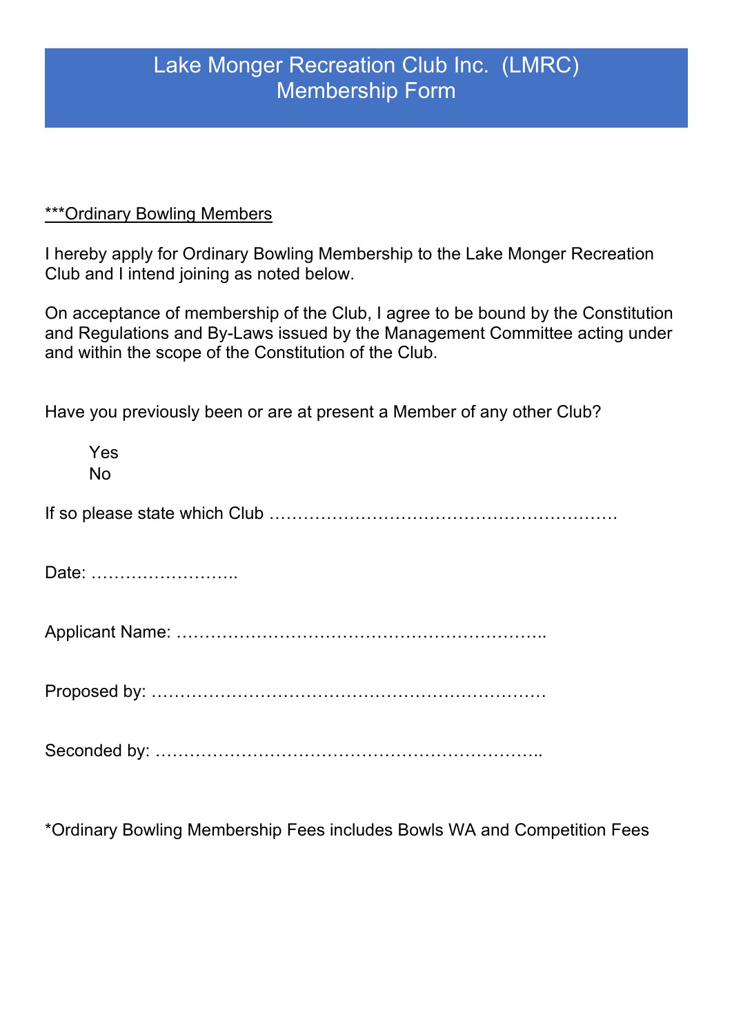# Lake Monger Recreation Club Inc. (LMRC)
# Membership Form

***Ordinary Bowling Members

I hereby apply for Ordinary Bowling Membership to the Lake Monger Recreation Club and I intend joining as noted below.

On acceptance of membership of the Club, I agree to be bound by the Constitution and Regulations and By-Laws issued by the Management Committee acting under and within the scope of the Constitution of the Club.

Have you previously been or are at present a Member of any other Club?

Yes
No

If so please state which Club ……………………………………………………

Date: ……………………..

Applicant Name: ………………………………………………………..

Proposed by: ……………………………………………………………

Seconded by: …………………………………………………………..

*Ordinary Bowling Membership Fees includes Bowls WA and Competition Fees